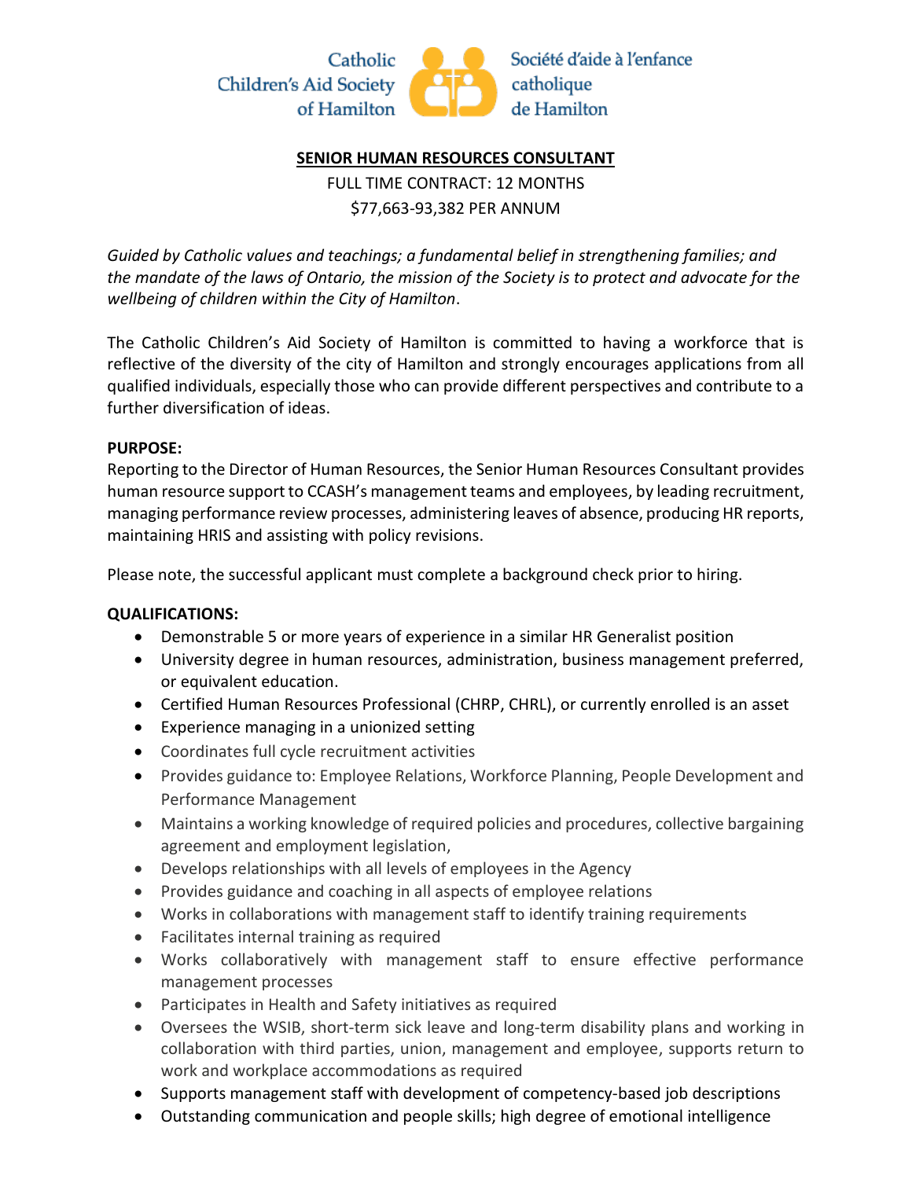Catholic Children's Aid Society of Hamilton

Société d'aide à l'enfance catholique de Hamilton

# SENIOR HUMAN RESOURCES CONSULTANT

FULL TIME CONTRACT: 12 MONTHS

$77,663-93,382 PER ANNUM

*Guided by Catholic values and teachings; a fundamental belief in strengthening families; and the mandate of the laws of Ontario, the mission of the Society is to protect and advocate for the wellbeing of children within the City of Hamilton*.

The Catholic Children's Aid Society of Hamilton is committed to having a workforce that is reflective of the diversity of the city of Hamilton and strongly encourages applications from all qualified individuals, especially those who can provide different perspectives and contribute to a further diversification of ideas.

**PURPOSE:**

Reporting to the Director of Human Resources, the Senior Human Resources Consultant provides human resource support to CCASH's management teams and employees, by leading recruitment, managing performance review processes, administering leaves of absence, producing HR reports, maintaining HRIS and assisting with policy revisions.

Please note, the successful applicant must complete a background check prior to hiring.

**QUALIFICATIONS:**

- Demonstrable 5 or more years of experience in a similar HR Generalist position
- University degree in human resources, administration, business management preferred, or equivalent education.
- Certified Human Resources Professional (CHRP, CHRL), or currently enrolled is an asset
- Experience managing in a unionized setting
- Coordinates full cycle recruitment activities
- Provides guidance to: Employee Relations, Workforce Planning, People Development and Performance Management
- Maintains a working knowledge of required policies and procedures, collective bargaining agreement and employment legislation,
- Develops relationships with all levels of employees in the Agency
- Provides guidance and coaching in all aspects of employee relations
- Works in collaborations with management staff to identify training requirements
- Facilitates internal training as required
- Works collaboratively with management staff to ensure effective performance management processes
- Participates in Health and Safety initiatives as required
- Oversees the WSIB, short-term sick leave and long-term disability plans and working in collaboration with third parties, union, management and employee, supports return to work and workplace accommodations as required
- Supports management staff with development of competency-based job descriptions
- Outstanding communication and people skills; high degree of emotional intelligence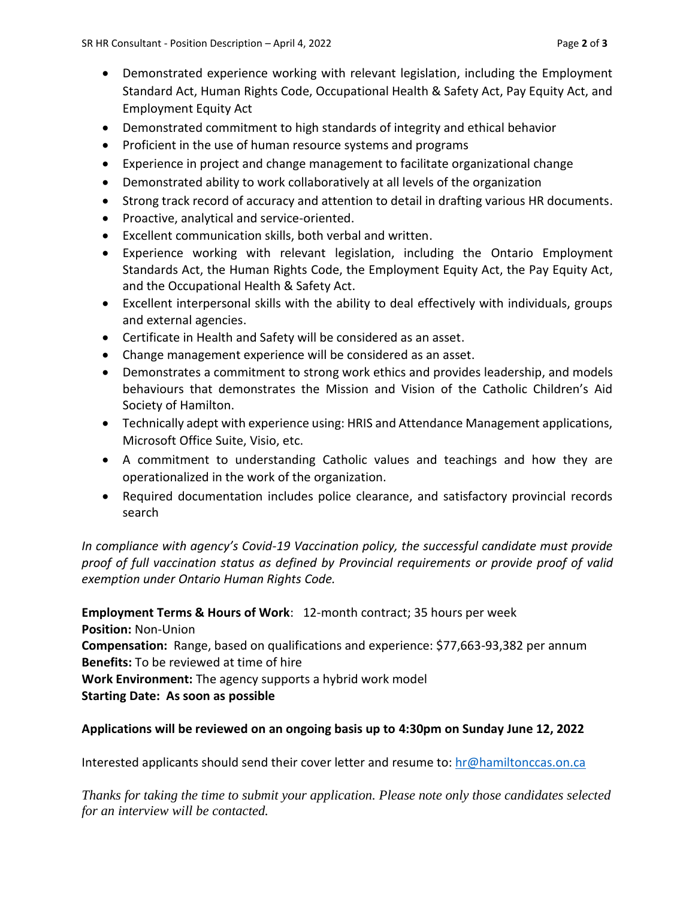- Demonstrated experience working with relevant legislation, including the Employment Standard Act, Human Rights Code, Occupational Health & Safety Act, Pay Equity Act, and Employment Equity Act
- Demonstrated commitment to high standards of integrity and ethical behavior
- Proficient in the use of human resource systems and programs
- Experience in project and change management to facilitate organizational change
- Demonstrated ability to work collaboratively at all levels of the organization
- Strong track record of accuracy and attention to detail in drafting various HR documents.
- Proactive, analytical and service-oriented.
- Excellent communication skills, both verbal and written.
- Experience working with relevant legislation, including the Ontario Employment Standards Act, the Human Rights Code, the Employment Equity Act, the Pay Equity Act, and the Occupational Health & Safety Act.
- Excellent interpersonal skills with the ability to deal effectively with individuals, groups and external agencies.
- Certificate in Health and Safety will be considered as an asset.
- Change management experience will be considered as an asset.
- Demonstrates a commitment to strong work ethics and provides leadership, and models behaviours that demonstrates the Mission and Vision of the Catholic Children's Aid Society of Hamilton.
- Technically adept with experience using: HRIS and Attendance Management applications, Microsoft Office Suite, Visio, etc.
- A commitment to understanding Catholic values and teachings and how they are operationalized in the work of the organization.
- Required documentation includes police clearance, and satisfactory provincial records search

*In compliance with agency's Covid-19 Vaccination policy, the successful candidate must provide proof of full vaccination status as defined by Provincial requirements or provide proof of valid exemption under Ontario Human Rights Code.*

**Employment Terms & Hours of Work**: 12-month contract; 35 hours per week
**Position:** Non-Union
**Compensation:** Range, based on qualifications and experience: $77,663-93,382 per annum
**Benefits:** To be reviewed at time of hire
**Work Environment:** The agency supports a hybrid work model
**Starting Date: As soon as possible**

**Applications will be reviewed on an ongoing basis up to 4:30pm on Sunday June 12, 2022**

Interested applicants should send their cover letter and resume to: hr@hamiltonccas.on.ca

*Thanks for taking the time to submit your application. Please note only those candidates selected for an interview will be contacted.*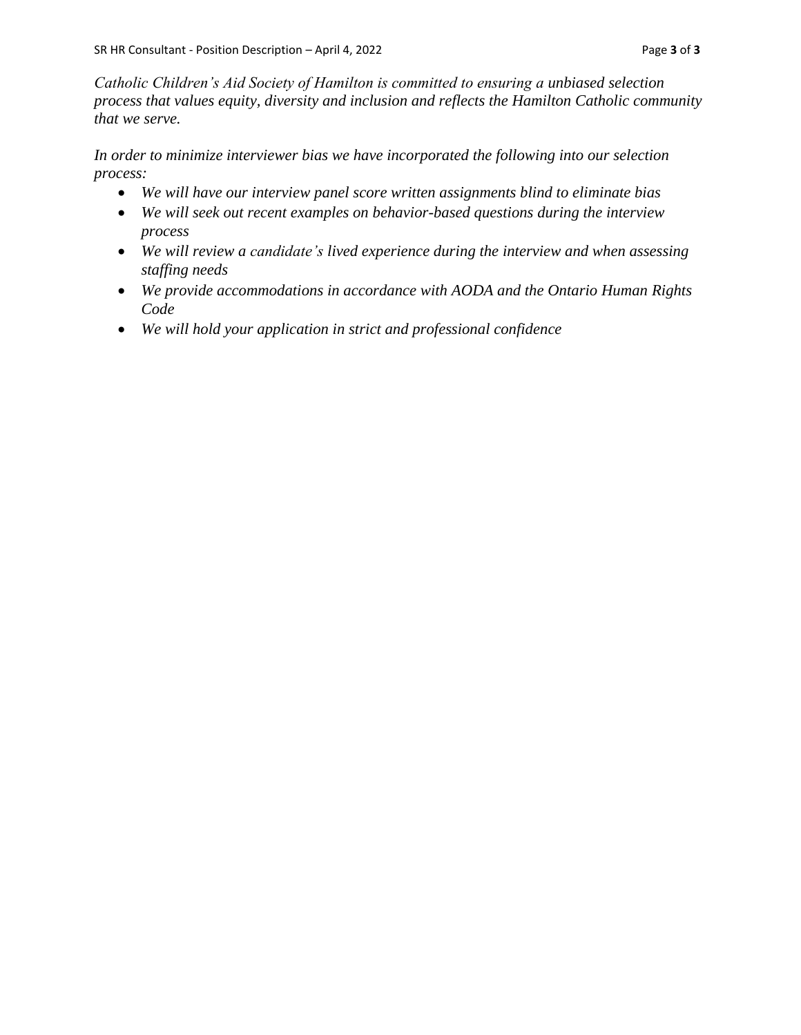*Catholic Children's Aid Society of Hamilton is committed to ensuring a unbiased selection process that values equity, diversity and inclusion and reflects the Hamilton Catholic community that we serve.*

*In order to minimize interviewer bias we have incorporated the following into our selection process:*

- *We will have our interview panel score written assignments blind to eliminate bias*
- *We will seek out recent examples on behavior-based questions during the interview process*
- *We will review a candidate's lived experience during the interview and when assessing staffing needs*
- *We provide accommodations in accordance with AODA and the Ontario Human Rights Code*
- *We will hold your application in strict and professional confidence*